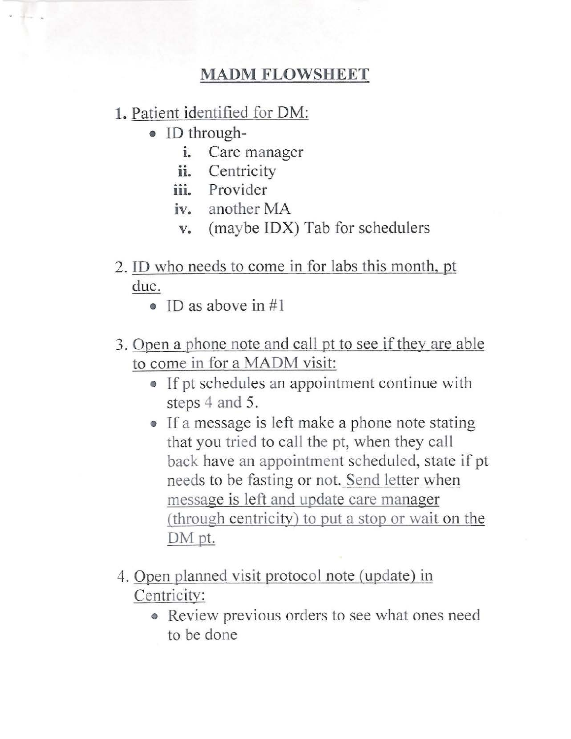# MADM FLOWSHEET

1. <u>Patient identified for DM:</u>
   - ID through-
     - i. Care manager
     - ii. Centricity
     - iii. Provider
     - iv. another MA
     - v. (maybe IDX) Tab for schedulers

2. <u>ID who needs to come in for labs this month, pt due.</u>
   - ID as above in #1

3. <u>Open a phone note and call pt to see if they are able to come in for a MADM visit:</u>
   - If pt schedules an appointment continue with steps 4 and 5.
   - If a message is left make a phone note stating that you tried to call the pt, when they call back have an appointment scheduled, state if pt needs to be fasting or not. <u>Send letter when message is left and update care manager (through centricity) to put a stop or wait on the DM pt.</u>

4. <u>Open planned visit protocol note (update) in Centricity:</u>
   - Review previous orders to see what ones need to be done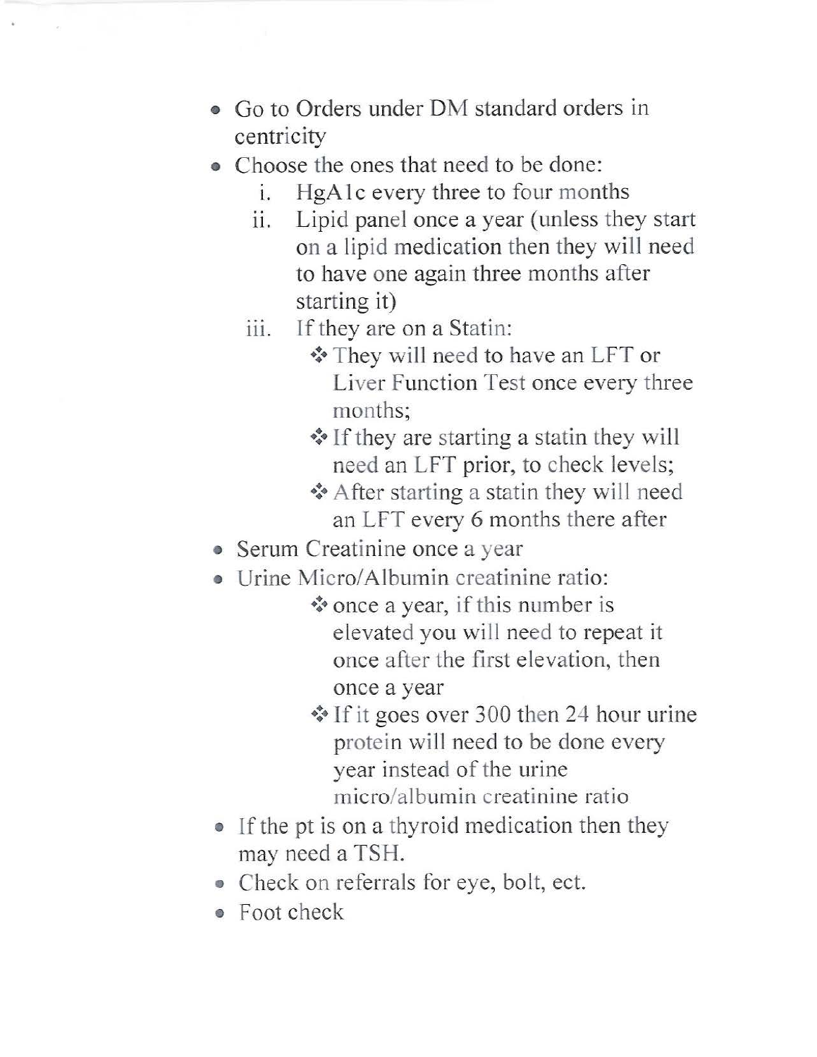- Go to Orders under DM standard orders in centricity
- Choose the ones that need to be done:
  i. HgA1c every three to four months
  ii. Lipid panel once a year (unless they start on a lipid medication then they will need to have one again three months after starting it)
  iii. If they are on a Statin:
     - ❖ They will need to have an LFT or Liver Function Test once every three months;
     - ❖ If they are starting a statin they will need an LFT prior, to check levels;
     - ❖ After starting a statin they will need an LFT every 6 months there after
- Serum Creatinine once a year
- Urine Micro/Albumin creatinine ratio:
  - ❖ once a year, if this number is elevated you will need to repeat it once after the first elevation, then once a year
  - ❖ If it goes over 300 then 24 hour urine protein will need to be done every year instead of the urine micro/albumin creatinine ratio
- If the pt is on a thyroid medication then they may need a TSH.
- Check on referrals for eye, bolt, ect.
- Foot check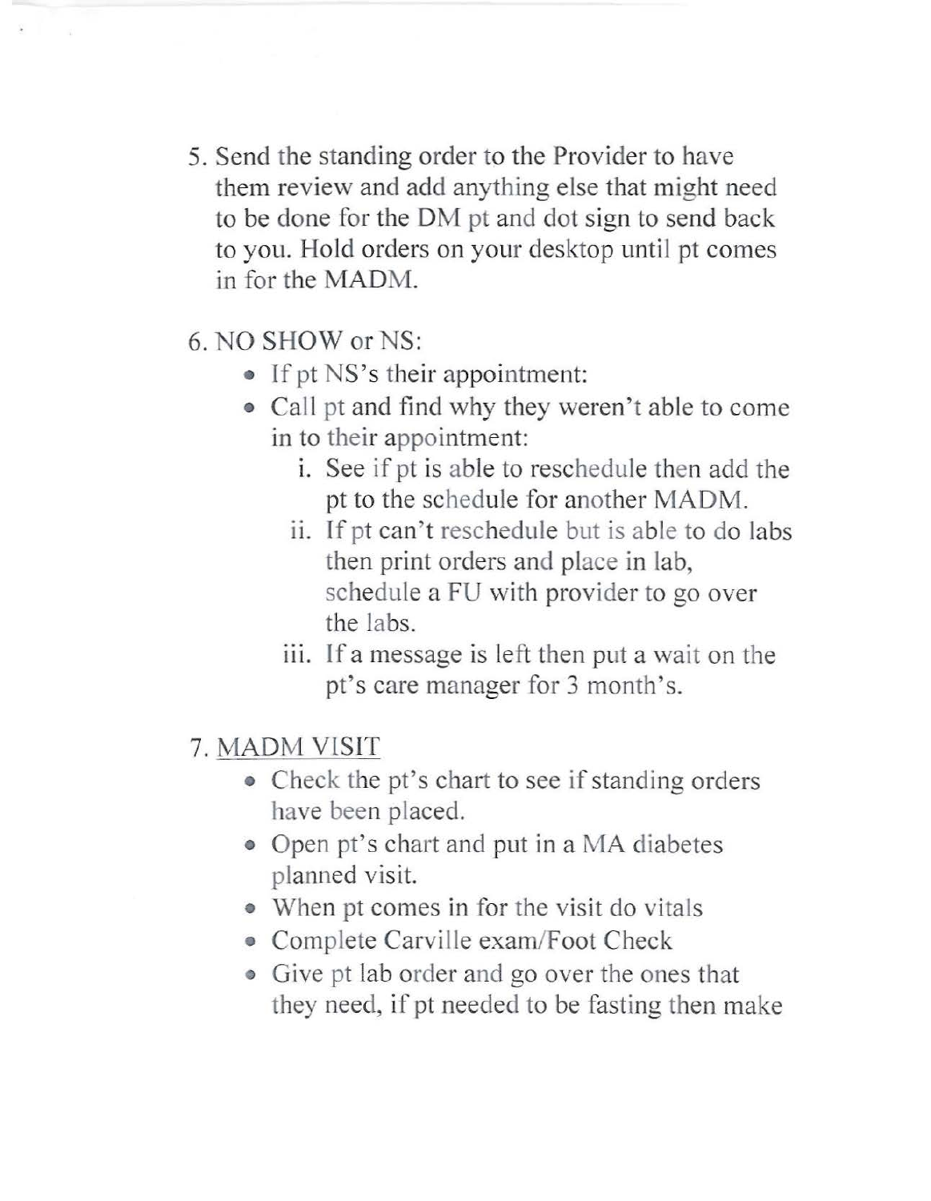5. Send the standing order to the Provider to have them review and add anything else that might need to be done for the DM pt and dot sign to send back to you. Hold orders on your desktop until pt comes in for the MADM.

6. NO SHOW or NS:
   - If pt NS's their appointment:
   - Call pt and find why they weren't able to come in to their appointment:
      i. See if pt is able to reschedule then add the pt to the schedule for another MADM.
      ii. If pt can't reschedule but is able to do labs then print orders and place in lab, schedule a FU with provider to go over the labs.
      iii. If a message is left then put a wait on the pt's care manager for 3 month's.

7. <u>MADM VISIT</u>
   - Check the pt's chart to see if standing orders have been placed.
   - Open pt's chart and put in a MA diabetes planned visit.
   - When pt comes in for the visit do vitals
   - Complete Carville exam/Foot Check
   - Give pt lab order and go over the ones that they need, if pt needed to be fasting then make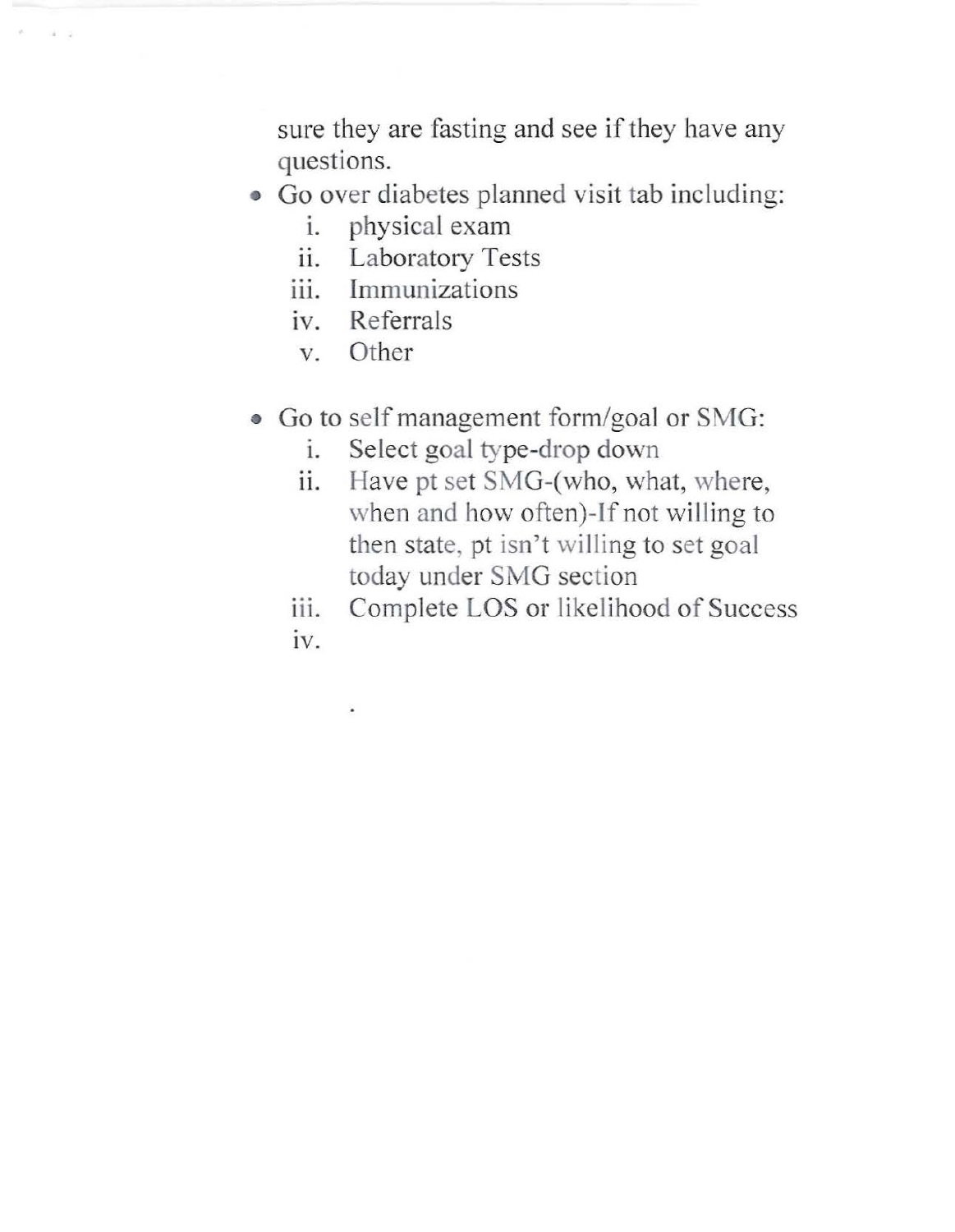sure they are fasting and see if they have any questions.

- Go over diabetes planned visit tab including:
    i. physical exam
    ii. Laboratory Tests
    iii. Immunizations
    iv. Referrals
    v. Other

- Go to self management form/goal or SMG:
    i. Select goal type-drop down
    ii. Have pt set SMG-(who, what, where, when and how often)-If not willing to then state, pt isn't willing to set goal today under SMG section
    iii. Complete LOS or likelihood of Success
    iv.